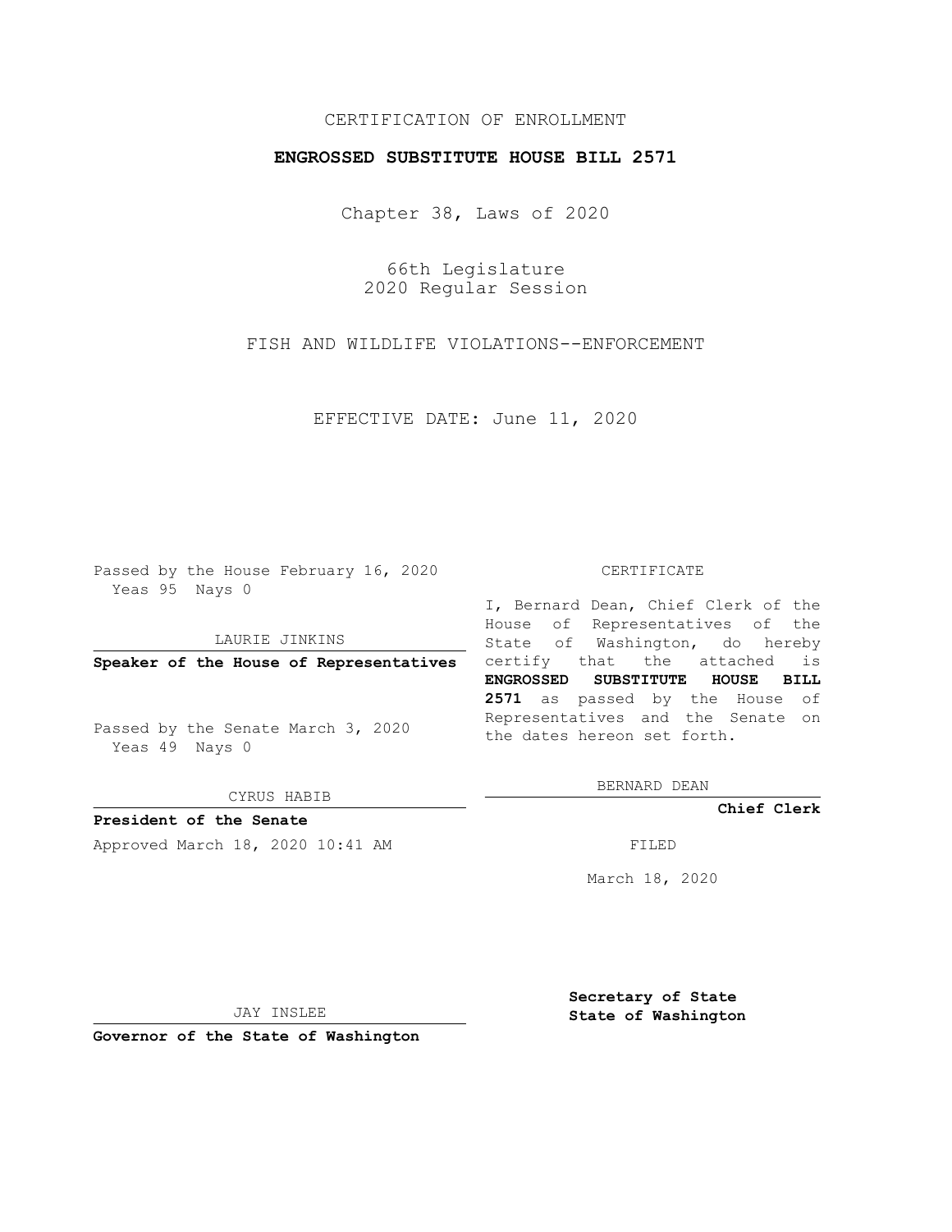CERTIFICATION OF ENROLLMENT

**ENGROSSED SUBSTITUTE HOUSE BILL 2571**

Chapter 38, Laws of 2020

66th Legislature
2020 Regular Session

FISH AND WILDLIFE VIOLATIONS--ENFORCEMENT

EFFECTIVE DATE: June 11, 2020

Passed by the House February 16, 2020
Yeas 95 Nays 0

LAURIE JINKINS

**Speaker of the House of Representatives**

Passed by the Senate March 3, 2020
Yeas 49 Nays 0

CYRUS HABIB

**President of the Senate**

Approved March 18, 2020 10:41 AM

JAY INSLEE

**Governor of the State of Washington**

CERTIFICATE

I, Bernard Dean, Chief Clerk of the House of Representatives of the State of Washington, do hereby certify that the attached is **ENGROSSED SUBSTITUTE HOUSE BILL 2571** as passed by the House of Representatives and the Senate on the dates hereon set forth.

BERNARD DEAN

**Chief Clerk**

FILED

March 18, 2020

**Secretary of State**
**State of Washington**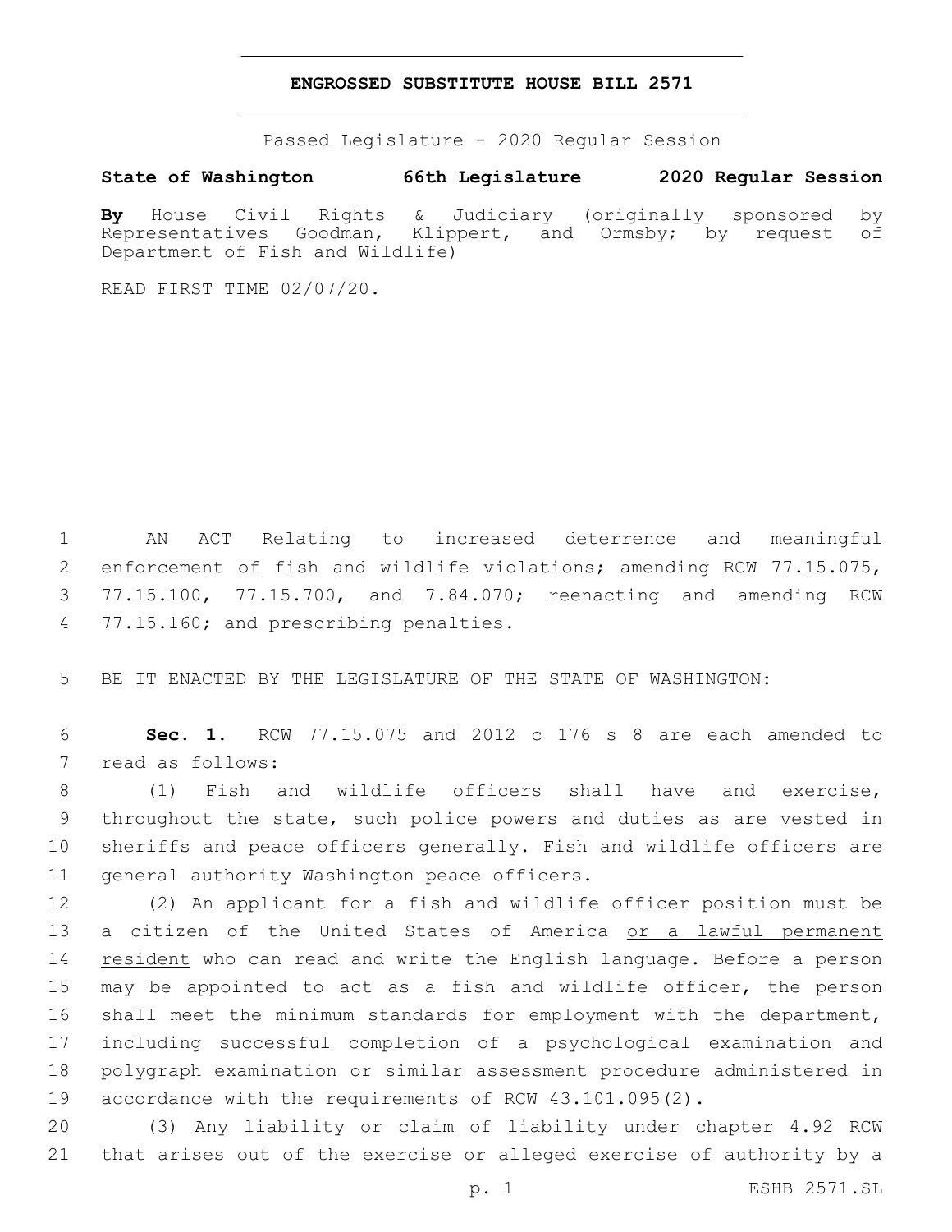# ENGROSSED SUBSTITUTE HOUSE BILL 2571

Passed Legislature - 2020 Regular Session

**State of Washington 66th Legislature 2020 Regular Session**

**By** House Civil Rights & Judiciary (originally sponsored by Representatives Goodman, Klippert, and Ormsby; by request of Department of Fish and Wildlife)

READ FIRST TIME 02/07/20.

AN ACT Relating to increased deterrence and meaningful enforcement of fish and wildlife violations; amending RCW 77.15.075, 77.15.100, 77.15.700, and 7.84.070; reenacting and amending RCW 77.15.160; and prescribing penalties.

BE IT ENACTED BY THE LEGISLATURE OF THE STATE OF WASHINGTON:

**Sec. 1.** RCW 77.15.075 and 2012 c 176 s 8 are each amended to read as follows:

(1) Fish and wildlife officers shall have and exercise, throughout the state, such police powers and duties as are vested in sheriffs and peace officers generally. Fish and wildlife officers are general authority Washington peace officers.

(2) An applicant for a fish and wildlife officer position must be a citizen of the United States of America or a lawful permanent resident who can read and write the English language. Before a person may be appointed to act as a fish and wildlife officer, the person shall meet the minimum standards for employment with the department, including successful completion of a psychological examination and polygraph examination or similar assessment procedure administered in accordance with the requirements of RCW 43.101.095(2).

(3) Any liability or claim of liability under chapter 4.92 RCW that arises out of the exercise or alleged exercise of authority by a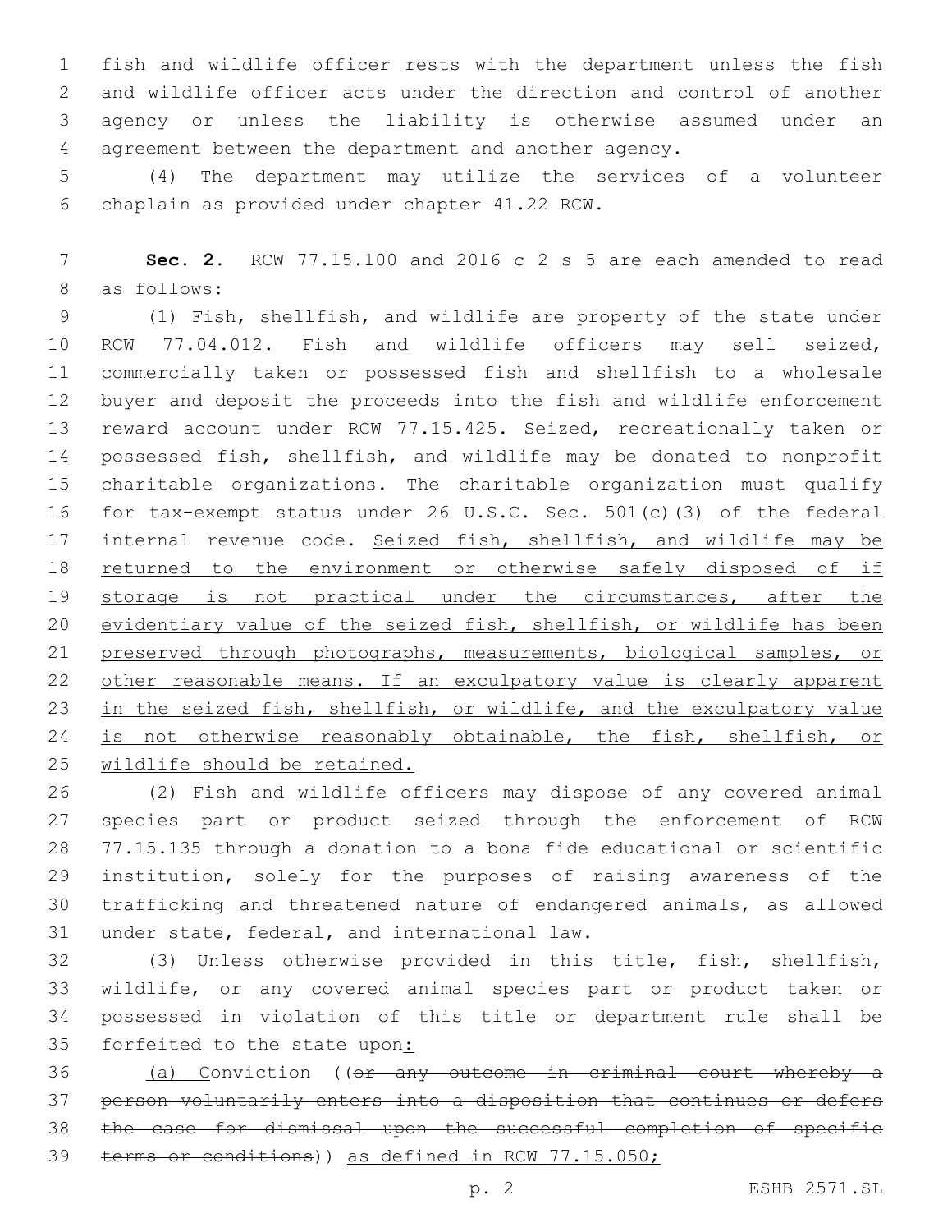fish and wildlife officer rests with the department unless the fish and wildlife officer acts under the direction and control of another agency or unless the liability is otherwise assumed under an agreement between the department and another agency.

(4) The department may utilize the services of a volunteer chaplain as provided under chapter 41.22 RCW.

**Sec. 2.** RCW 77.15.100 and 2016 c 2 s 5 are each amended to read as follows:

(1) Fish, shellfish, and wildlife are property of the state under RCW 77.04.012. Fish and wildlife officers may sell seized, commercially taken or possessed fish and shellfish to a wholesale buyer and deposit the proceeds into the fish and wildlife enforcement reward account under RCW 77.15.425. Seized, recreationally taken or possessed fish, shellfish, and wildlife may be donated to nonprofit charitable organizations. The charitable organization must qualify for tax-exempt status under 26 U.S.C. Sec. 501(c)(3) of the federal internal revenue code. <u>Seized fish, shellfish, and wildlife may be returned to the environment or otherwise safely disposed of if storage is not practical under the circumstances, after the evidentiary value of the seized fish, shellfish, or wildlife has been preserved through photographs, measurements, biological samples, or other reasonable means. If an exculpatory value is clearly apparent in the seized fish, shellfish, or wildlife, and the exculpatory value is not otherwise reasonably obtainable, the fish, shellfish, or wildlife should be retained.</u>

(2) Fish and wildlife officers may dispose of any covered animal species part or product seized through the enforcement of RCW 77.15.135 through a donation to a bona fide educational or scientific institution, solely for the purposes of raising awareness of the trafficking and threatened nature of endangered animals, as allowed under state, federal, and international law.

(3) Unless otherwise provided in this title, fish, shellfish, wildlife, or any covered animal species part or product taken or possessed in violation of this title or department rule shall be forfeited to the state upon<u>:</u>

<u>(a) C</u>onviction ((~~or any outcome in criminal court whereby a person voluntarily enters into a disposition that continues or defers the case for dismissal upon the successful completion of specific terms or conditions~~)) <u>as defined in RCW 77.15.050;</u>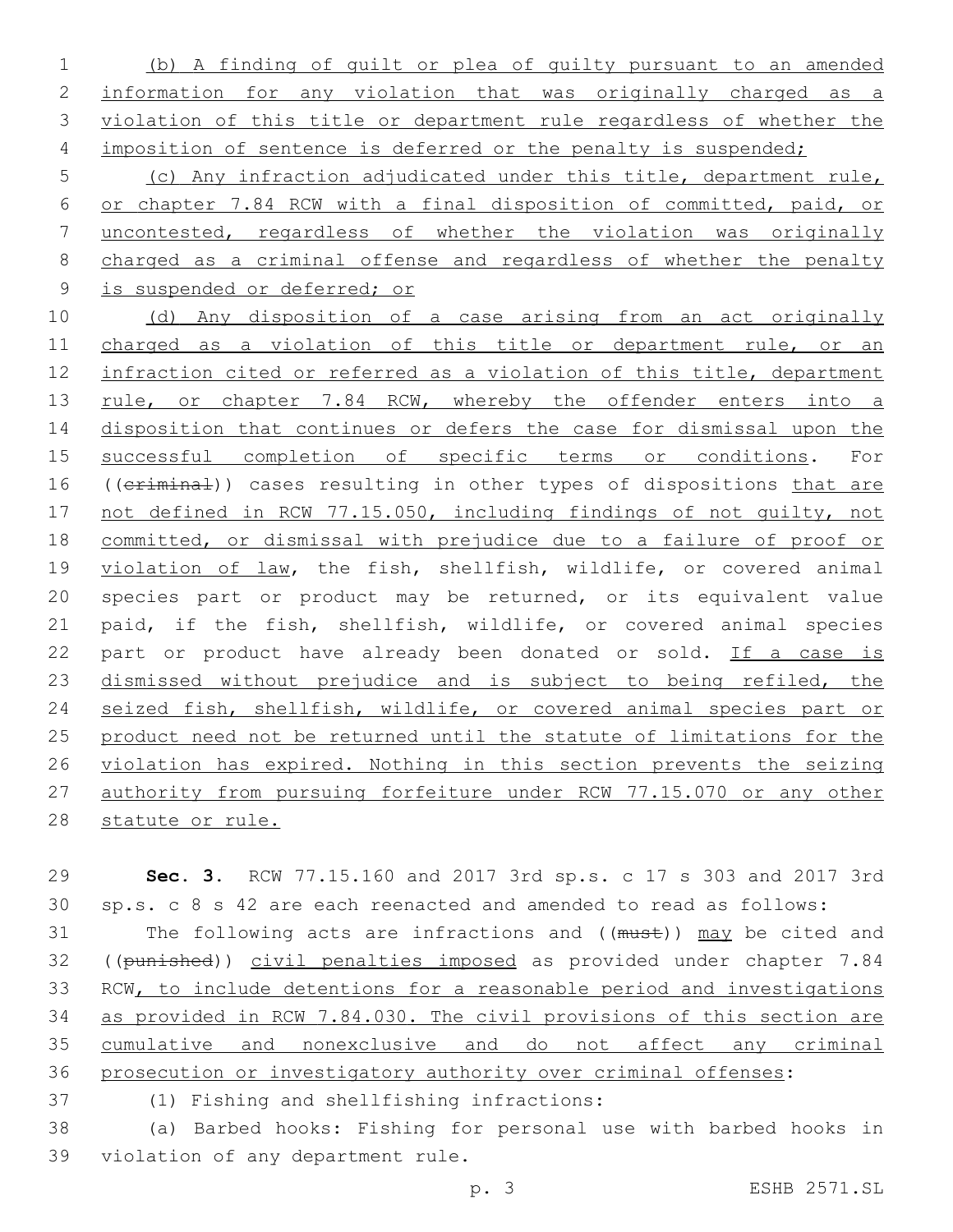(b) A finding of guilt or plea of guilty pursuant to an amended information for any violation that was originally charged as a violation of this title or department rule regardless of whether the imposition of sentence is deferred or the penalty is suspended;

(c) Any infraction adjudicated under this title, department rule, or chapter 7.84 RCW with a final disposition of committed, paid, or uncontested, regardless of whether the violation was originally charged as a criminal offense and regardless of whether the penalty is suspended or deferred; or

(d) Any disposition of a case arising from an act originally charged as a violation of this title or department rule, or an infraction cited or referred as a violation of this title, department rule, or chapter 7.84 RCW, whereby the offender enters into a disposition that continues or defers the case for dismissal upon the successful completion of specific terms or conditions. For ((~~criminal~~)) cases resulting in other types of dispositions that are not defined in RCW 77.15.050, including findings of not guilty, not committed, or dismissal with prejudice due to a failure of proof or violation of law, the fish, shellfish, wildlife, or covered animal species part or product may be returned, or its equivalent value paid, if the fish, shellfish, wildlife, or covered animal species part or product have already been donated or sold. If a case is dismissed without prejudice and is subject to being refiled, the seized fish, shellfish, wildlife, or covered animal species part or product need not be returned until the statute of limitations for the violation has expired. Nothing in this section prevents the seizing authority from pursuing forfeiture under RCW 77.15.070 or any other statute or rule.

**Sec. 3.** RCW 77.15.160 and 2017 3rd sp.s. c 17 s 303 and 2017 3rd sp.s. c 8 s 42 are each reenacted and amended to read as follows:

The following acts are infractions and ((~~must~~)) may be cited and ((~~punished~~)) civil penalties imposed as provided under chapter 7.84 RCW, to include detentions for a reasonable period and investigations as provided in RCW 7.84.030. The civil provisions of this section are cumulative and nonexclusive and do not affect any criminal prosecution or investigatory authority over criminal offenses:

(1) Fishing and shellfishing infractions:

(a) Barbed hooks: Fishing for personal use with barbed hooks in violation of any department rule.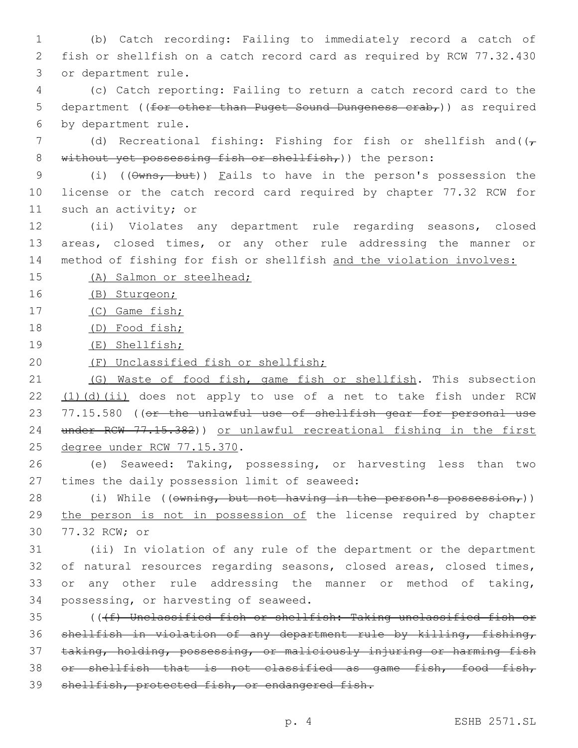(b) Catch recording: Failing to immediately record a catch of fish or shellfish on a catch record card as required by RCW 77.32.430 or department rule.

(c) Catch reporting: Failing to return a catch record card to the department ((~~for other than Puget Sound Dungeness crab,~~)) as required by department rule.

(d) Recreational fishing: Fishing for fish or shellfish and((~~, without yet possessing fish or shellfish,~~)) the person:

(i) ((~~Owns, but~~)) <u>F</u>ails to have in the person's possession the license or the catch record card required by chapter 77.32 RCW for such an activity; or

(ii) Violates any department rule regarding seasons, closed areas, closed times, or any other rule addressing the manner or method of fishing for fish or shellfish <u>and the violation involves:</u>

<u>(A) Salmon or steelhead;</u>

<u>(B) Sturgeon;</u>

<u>(C) Game fish;</u>

<u>(D) Food fish;</u>

<u>(E) Shellfish;</u>

<u>(F) Unclassified fish or shellfish;</u>

<u>(G) Waste of food fish, game fish or shellfish</u>. This subsection <u>(1)(d)(ii)</u> does not apply to use of a net to take fish under RCW 77.15.580 ((~~or the unlawful use of shellfish gear for personal use under RCW 77.15.382~~)) <u>or unlawful recreational fishing in the first degree under RCW 77.15.370</u>.

(e) Seaweed: Taking, possessing, or harvesting less than two times the daily possession limit of seaweed:

(i) While ((~~owning, but not having in the person's possession,~~)) <u>the person is not in possession of</u> the license required by chapter 77.32 RCW; or

(ii) In violation of any rule of the department or the department of natural resources regarding seasons, closed areas, closed times, or any other rule addressing the manner or method of taking, possessing, or harvesting of seaweed.

((~~(f) Unclassified fish or shellfish: Taking unclassified fish or shellfish in violation of any department rule by killing, fishing, taking, holding, possessing, or maliciously injuring or harming fish or shellfish that is not classified as game fish, food fish, shellfish, protected fish, or endangered fish.~~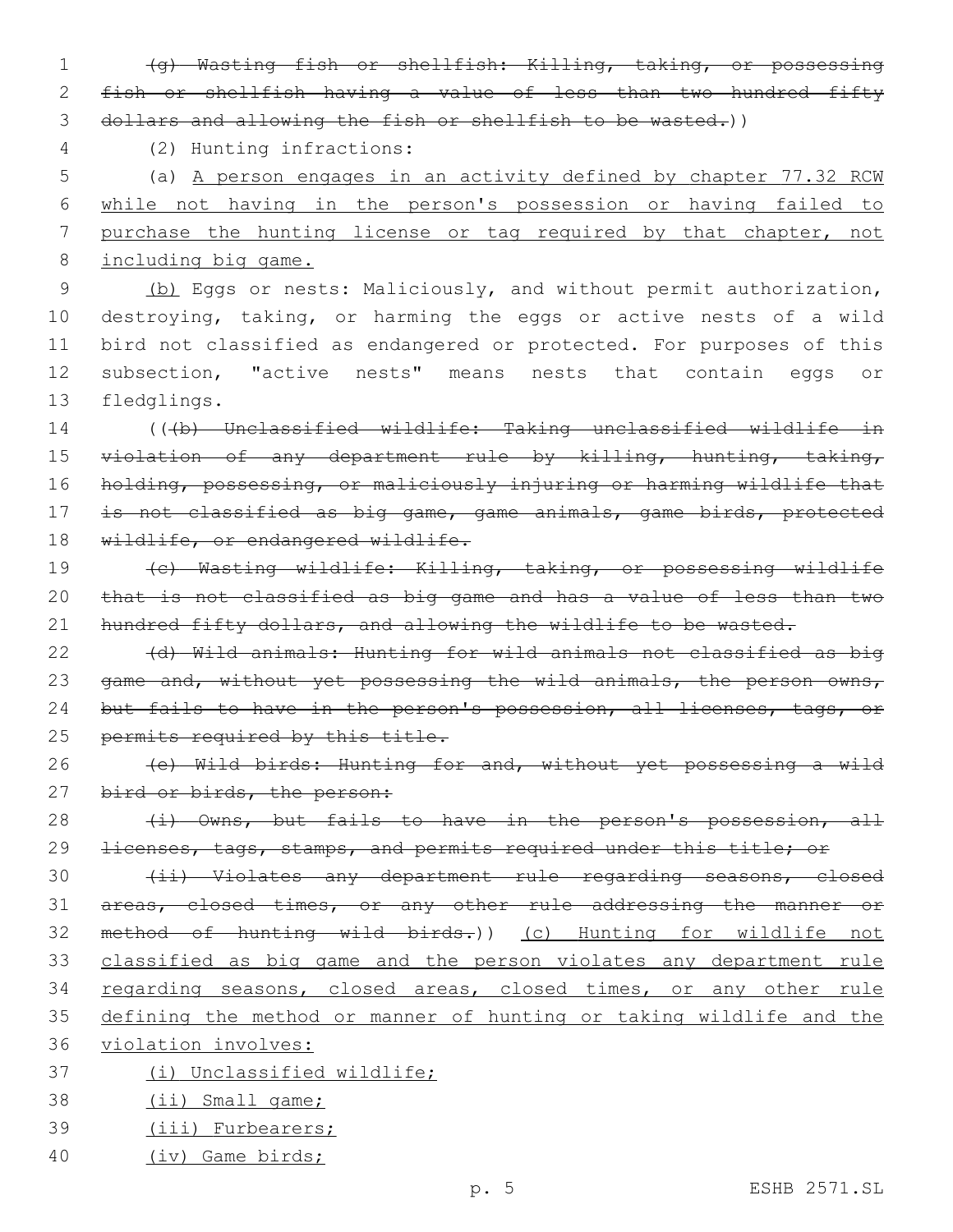~~(g) Wasting fish or shellfish: Killing, taking, or possessing fish or shellfish having a value of less than two hundred fifty dollars and allowing the fish or shellfish to be wasted.~~))

(2) Hunting infractions:

(a) <u>A person engages in an activity defined by chapter 77.32 RCW while not having in the person's possession or having failed to purchase the hunting license or tag required by that chapter, not including big game.</u>

<u>(b)</u> Eggs or nests: Maliciously, and without permit authorization, destroying, taking, or harming the eggs or active nests of a wild bird not classified as endangered or protected. For purposes of this subsection, "active nests" means nests that contain eggs or fledglings.

((~~(b) Unclassified wildlife: Taking unclassified wildlife in violation of any department rule by killing, hunting, taking, holding, possessing, or maliciously injuring or harming wildlife that is not classified as big game, game animals, game birds, protected wildlife, or endangered wildlife.~~

~~(c) Wasting wildlife: Killing, taking, or possessing wildlife that is not classified as big game and has a value of less than two hundred fifty dollars, and allowing the wildlife to be wasted.~~

~~(d) Wild animals: Hunting for wild animals not classified as big game and, without yet possessing the wild animals, the person owns, but fails to have in the person's possession, all licenses, tags, or permits required by this title.~~

~~(e) Wild birds: Hunting for and, without yet possessing a wild bird or birds, the person:~~

~~(i) Owns, but fails to have in the person's possession, all licenses, tags, stamps, and permits required under this title; or~~

~~(ii) Violates any department rule regarding seasons, closed areas, closed times, or any other rule addressing the manner or method of hunting wild birds.~~)) <u>(c) Hunting for wildlife not classified as big game and the person violates any department rule regarding seasons, closed areas, closed times, or any other rule defining the method or manner of hunting or taking wildlife and the violation involves:</u>

<u>(i) Unclassified wildlife;</u>

<u>(ii) Small game;</u>

<u>(iii) Furbearers;</u>

<u>(iv) Game birds;</u>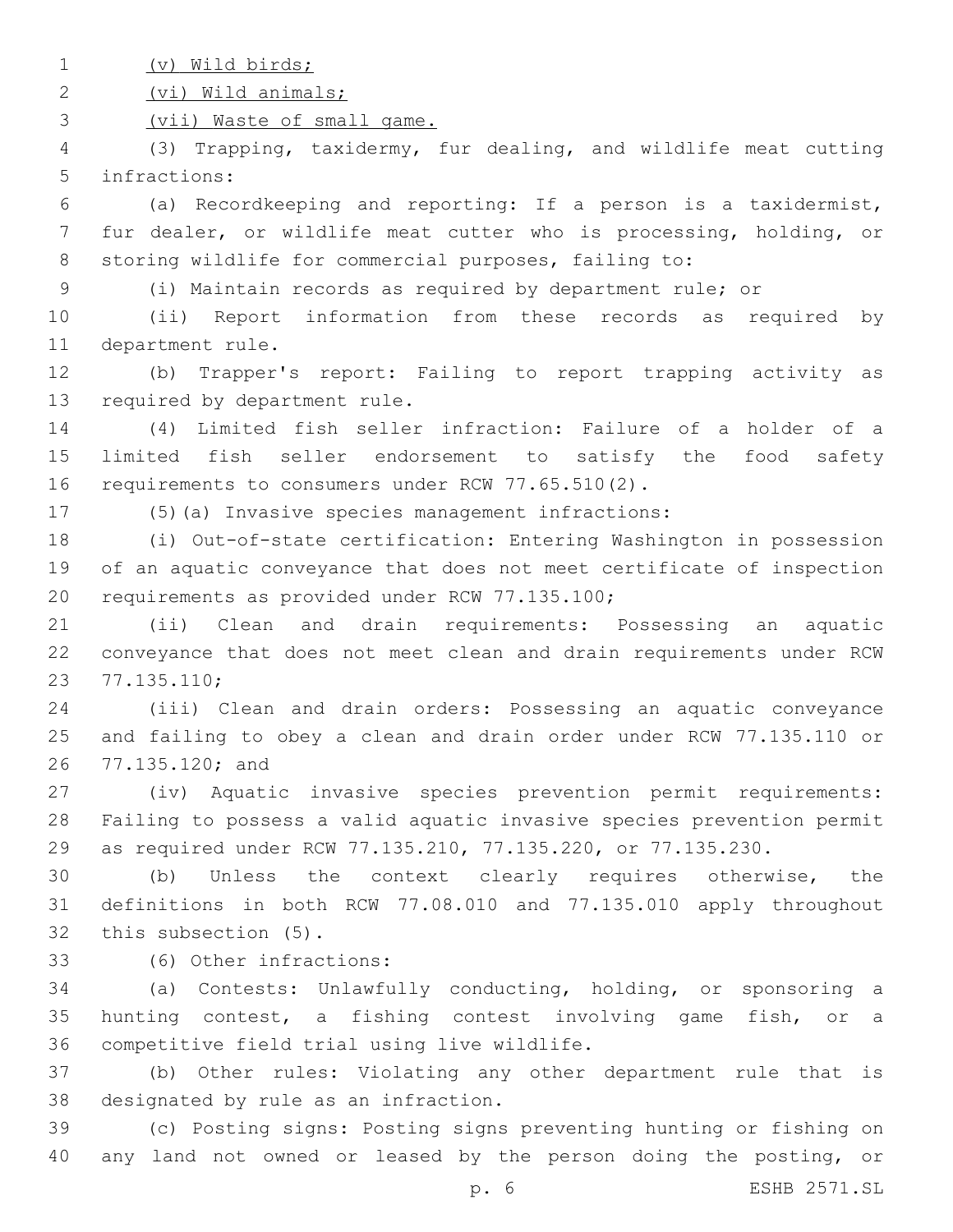(v) Wild birds;

(vi) Wild animals;

(vii) Waste of small game.

(3) Trapping, taxidermy, fur dealing, and wildlife meat cutting infractions:

(a) Recordkeeping and reporting: If a person is a taxidermist, fur dealer, or wildlife meat cutter who is processing, holding, or storing wildlife for commercial purposes, failing to:

(i) Maintain records as required by department rule; or

(ii) Report information from these records as required by department rule.

(b) Trapper's report: Failing to report trapping activity as required by department rule.

(4) Limited fish seller infraction: Failure of a holder of a limited fish seller endorsement to satisfy the food safety requirements to consumers under RCW 77.65.510(2).

(5)(a) Invasive species management infractions:

(i) Out-of-state certification: Entering Washington in possession of an aquatic conveyance that does not meet certificate of inspection requirements as provided under RCW 77.135.100;

(ii) Clean and drain requirements: Possessing an aquatic conveyance that does not meet clean and drain requirements under RCW 77.135.110;

(iii) Clean and drain orders: Possessing an aquatic conveyance and failing to obey a clean and drain order under RCW 77.135.110 or 77.135.120; and

(iv) Aquatic invasive species prevention permit requirements: Failing to possess a valid aquatic invasive species prevention permit as required under RCW 77.135.210, 77.135.220, or 77.135.230.

(b) Unless the context clearly requires otherwise, the definitions in both RCW 77.08.010 and 77.135.010 apply throughout this subsection (5).

(6) Other infractions:

(a) Contests: Unlawfully conducting, holding, or sponsoring a hunting contest, a fishing contest involving game fish, or a competitive field trial using live wildlife.

(b) Other rules: Violating any other department rule that is designated by rule as an infraction.

(c) Posting signs: Posting signs preventing hunting or fishing on any land not owned or leased by the person doing the posting, or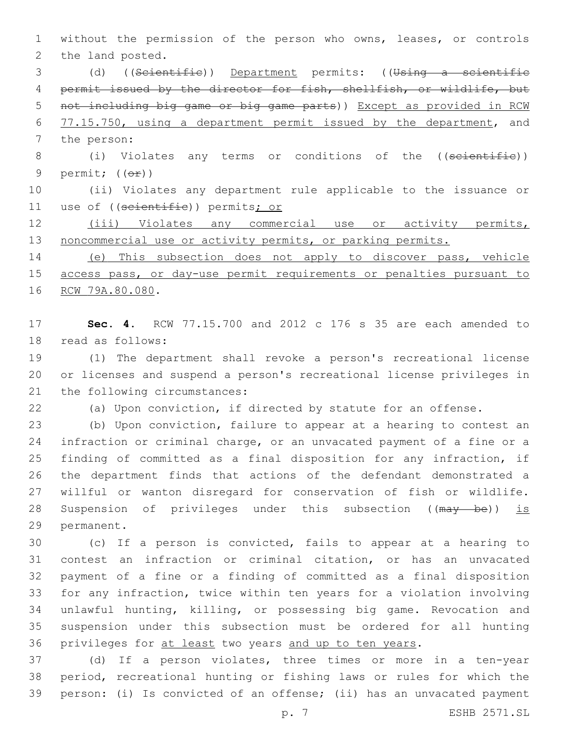without the permission of the person who owns, leases, or controls the land posted.

(d) ((~~Scientific~~)) <u>Department</u> permits: ((~~Using a scientific permit issued by the director for fish, shellfish, or wildlife, but not including big game or big game parts~~)) <u>Except as provided in RCW 77.15.750, using a department permit issued by the department</u>, and the person:

(i) Violates any terms or conditions of the ((~~scientific~~)) permit; ((~~or~~))

(ii) Violates any department rule applicable to the issuance or use of ((~~scientific~~)) permits<u>; or</u>

<u>(iii) Violates any commercial use or activity permits, noncommercial use or activity permits, or parking permits.</u>

<u>(e) This subsection does not apply to discover pass, vehicle access pass, or day-use permit requirements or penalties pursuant to RCW 79A.80.080</u>.

**Sec. 4.** RCW 77.15.700 and 2012 c 176 s 35 are each amended to read as follows:

(1) The department shall revoke a person's recreational license or licenses and suspend a person's recreational license privileges in the following circumstances:

(a) Upon conviction, if directed by statute for an offense.

(b) Upon conviction, failure to appear at a hearing to contest an infraction or criminal charge, or an unvacated payment of a fine or a finding of committed as a final disposition for any infraction, if the department finds that actions of the defendant demonstrated a willful or wanton disregard for conservation of fish or wildlife. Suspension of privileges under this subsection ((~~may be~~)) <u>is</u> permanent.

(c) If a person is convicted, fails to appear at a hearing to contest an infraction or criminal citation, or has an unvacated payment of a fine or a finding of committed as a final disposition for any infraction, twice within ten years for a violation involving unlawful hunting, killing, or possessing big game. Revocation and suspension under this subsection must be ordered for all hunting privileges for <u>at least</u> two years <u>and up to ten years</u>.

(d) If a person violates, three times or more in a ten-year period, recreational hunting or fishing laws or rules for which the person: (i) Is convicted of an offense; (ii) has an unvacated payment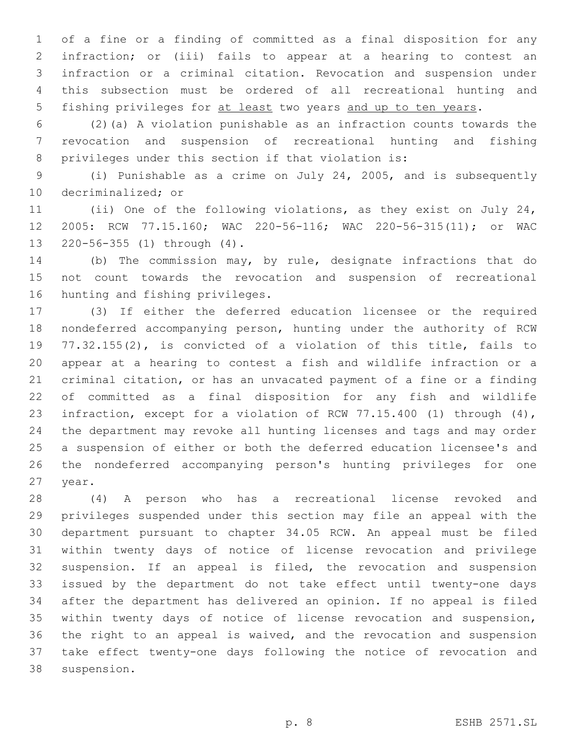of a fine or a finding of committed as a final disposition for any infraction; or (iii) fails to appear at a hearing to contest an infraction or a criminal citation. Revocation and suspension under this subsection must be ordered of all recreational hunting and fishing privileges for at least two years and up to ten years.

(2)(a) A violation punishable as an infraction counts towards the revocation and suspension of recreational hunting and fishing privileges under this section if that violation is:

(i) Punishable as a crime on July 24, 2005, and is subsequently decriminalized; or

(ii) One of the following violations, as they exist on July 24, 2005: RCW 77.15.160; WAC 220-56-116; WAC 220-56-315(11); or WAC 220-56-355 (1) through (4).

(b) The commission may, by rule, designate infractions that do not count towards the revocation and suspension of recreational hunting and fishing privileges.

(3) If either the deferred education licensee or the required nondeferred accompanying person, hunting under the authority of RCW 77.32.155(2), is convicted of a violation of this title, fails to appear at a hearing to contest a fish and wildlife infraction or a criminal citation, or has an unvacated payment of a fine or a finding of committed as a final disposition for any fish and wildlife infraction, except for a violation of RCW 77.15.400 (1) through (4), the department may revoke all hunting licenses and tags and may order a suspension of either or both the deferred education licensee's and the nondeferred accompanying person's hunting privileges for one year.

(4) A person who has a recreational license revoked and privileges suspended under this section may file an appeal with the department pursuant to chapter 34.05 RCW. An appeal must be filed within twenty days of notice of license revocation and privilege suspension. If an appeal is filed, the revocation and suspension issued by the department do not take effect until twenty-one days after the department has delivered an opinion. If no appeal is filed within twenty days of notice of license revocation and suspension, the right to an appeal is waived, and the revocation and suspension take effect twenty-one days following the notice of revocation and suspension.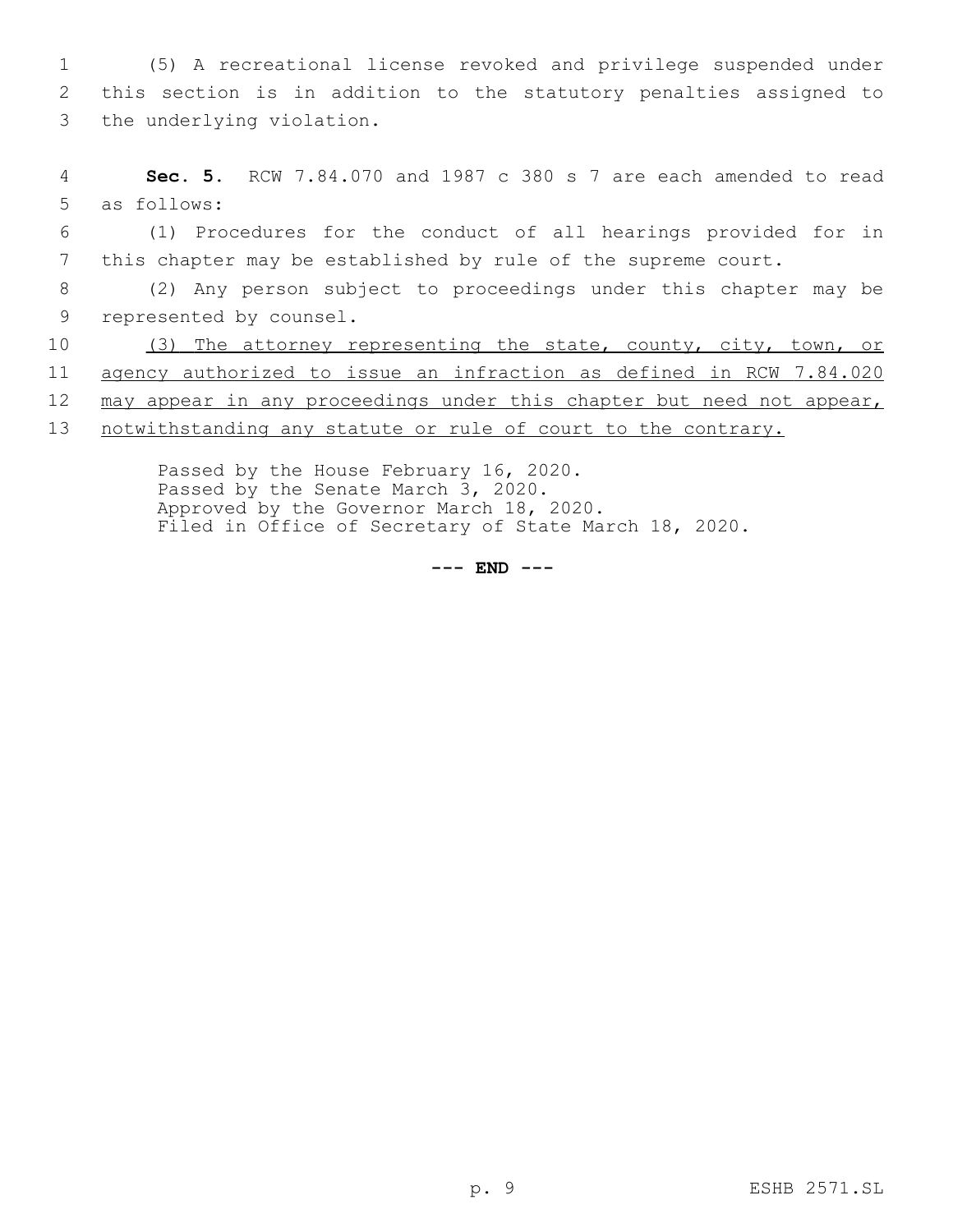(5) A recreational license revoked and privilege suspended under this section is in addition to the statutory penalties assigned to the underlying violation.

**Sec. 5.** RCW 7.84.070 and 1987 c 380 s 7 are each amended to read as follows:

(1) Procedures for the conduct of all hearings provided for in this chapter may be established by rule of the supreme court.

(2) Any person subject to proceedings under this chapter may be represented by counsel.

<u>(3) The attorney representing the state, county, city, town, or agency authorized to issue an infraction as defined in RCW 7.84.020 may appear in any proceedings under this chapter but need not appear, notwithstanding any statute or rule of court to the contrary.</u>

Passed by the House February 16, 2020.
Passed by the Senate March 3, 2020.
Approved by the Governor March 18, 2020.
Filed in Office of Secretary of State March 18, 2020.

**--- END ---**